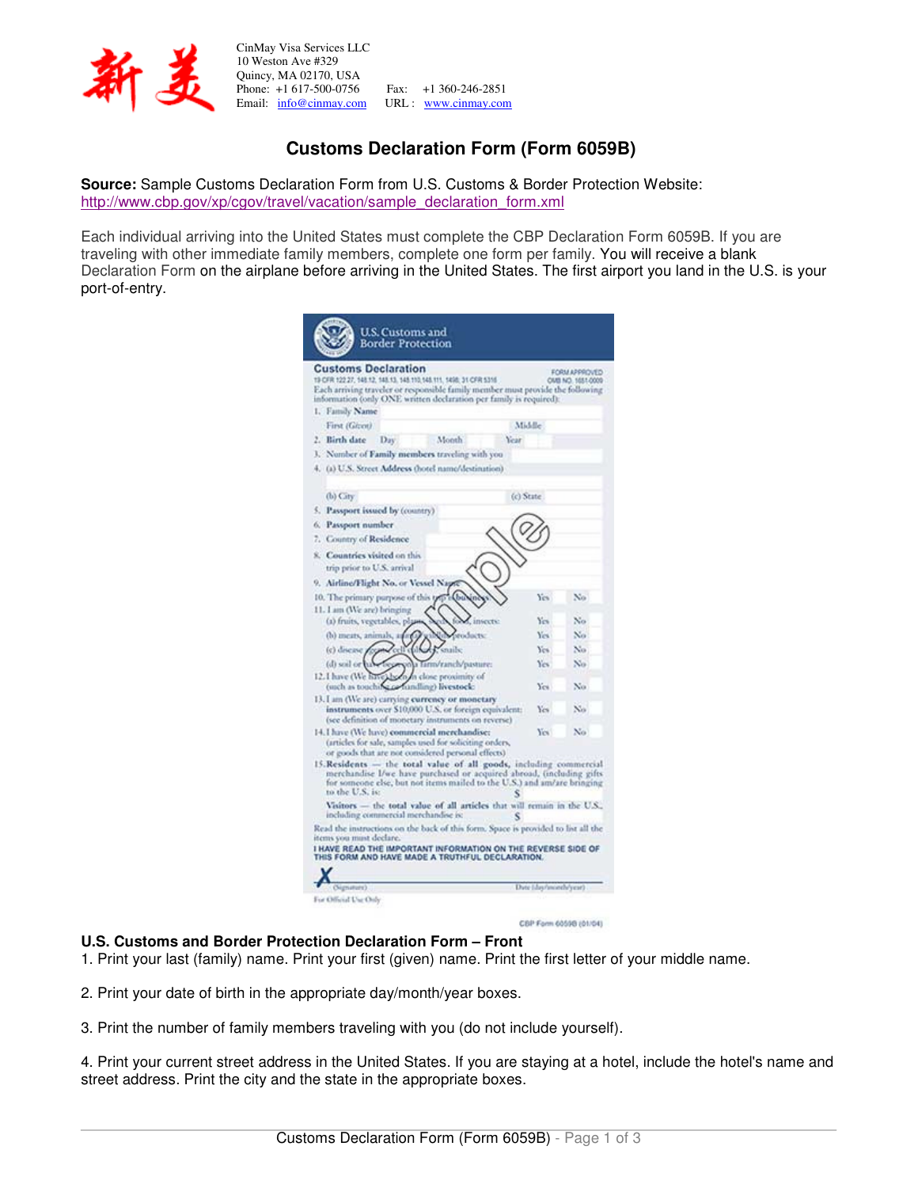CinMay Visa Services LLC
10 Weston Ave #329
Quincy, MA 02170, USA
Phone: +1 617-500-0756 Fax: +1 360-246-2851
Email: info@cinmay.com URL : www.cinmay.com

# Customs Declaration Form (Form 6059B)

**Source:** Sample Customs Declaration Form from U.S. Customs & Border Protection Website: http://www.cbp.gov/xp/cgov/travel/vacation/sample_declaration_form.xml

Each individual arriving into the United States must complete the CBP Declaration Form 6059B. If you are traveling with other immediate family members, complete one form per family. You will receive a blank Declaration Form on the airplane before arriving in the United States. The first airport you land in the U.S. is your port-of-entry.

U.S. Customs and Border Protection

**Customs Declaration**

19 CFR 122.27, 148.12, 148.13, 148.110,148.111, 1498; 31 CFR 5316

FORM APPROVED
OMB NO. 1651-0009

Each arriving traveler or responsible family member must provide the following information (only ONE written declaration per family is required):

1. Family Name
   First (Given) Middle
2. Birth date Day Month Year
3. Number of Family members traveling with you
4. (a) U.S. Street Address (hotel name/destination)
   (b) City (c) State
5. Passport issued by (country)
6. Passport number
7. Country of Residence
8. Countries visited on this trip prior to U.S. arrival
9. Airline/Flight No. or Vessel Name
10. The primary purpose of this trip is business: Yes No
11. I am (We are) bringing
    (a) fruits, vegetables, plants, seeds, food, insects: Yes No
    (b) meats, animals, animal/wildlife products: Yes No
    (c) disease agents, cell cultures, snails: Yes No
    (d) soil or have been on a farm/ranch/pasture: Yes No
12. I have (We have) been in close proximity of (such as touching or handling) livestock: Yes No
13. I am (We are) carrying currency or monetary instruments over $10,000 U.S. or foreign equivalent: Yes No
    (see definition of monetary instruments on reverse)
14. I have (We have) commercial merchandise: Yes No
    (articles for sale, samples used for soliciting orders, or goods that are not considered personal effects)
15. Residents — the total value of all goods, including commercial merchandise I/we have purchased or acquired abroad, (including gifts for someone else, but not items mailed to the U.S.) and am/are bringing to the U.S. is: $
    Visitors — the total value of all articles that will remain in the U.S., including commercial merchandise is: $

Read the instructions on the back of this form. Space is provided to list all the items you must declare.

I HAVE READ THE IMPORTANT INFORMATION ON THE REVERSE SIDE OF THIS FORM AND HAVE MADE A TRUTHFUL DECLARATION.

X (Signature) Date (day/month/year)

For Official Use Only

CBP Form 6059B (01/04)

Sample

**U.S. Customs and Border Protection Declaration Form – Front**

1. Print your last (family) name. Print your first (given) name. Print the first letter of your middle name.

2. Print your date of birth in the appropriate day/month/year boxes.

3. Print the number of family members traveling with you (do not include yourself).

4. Print your current street address in the United States. If you are staying at a hotel, include the hotel's name and street address. Print the city and the state in the appropriate boxes.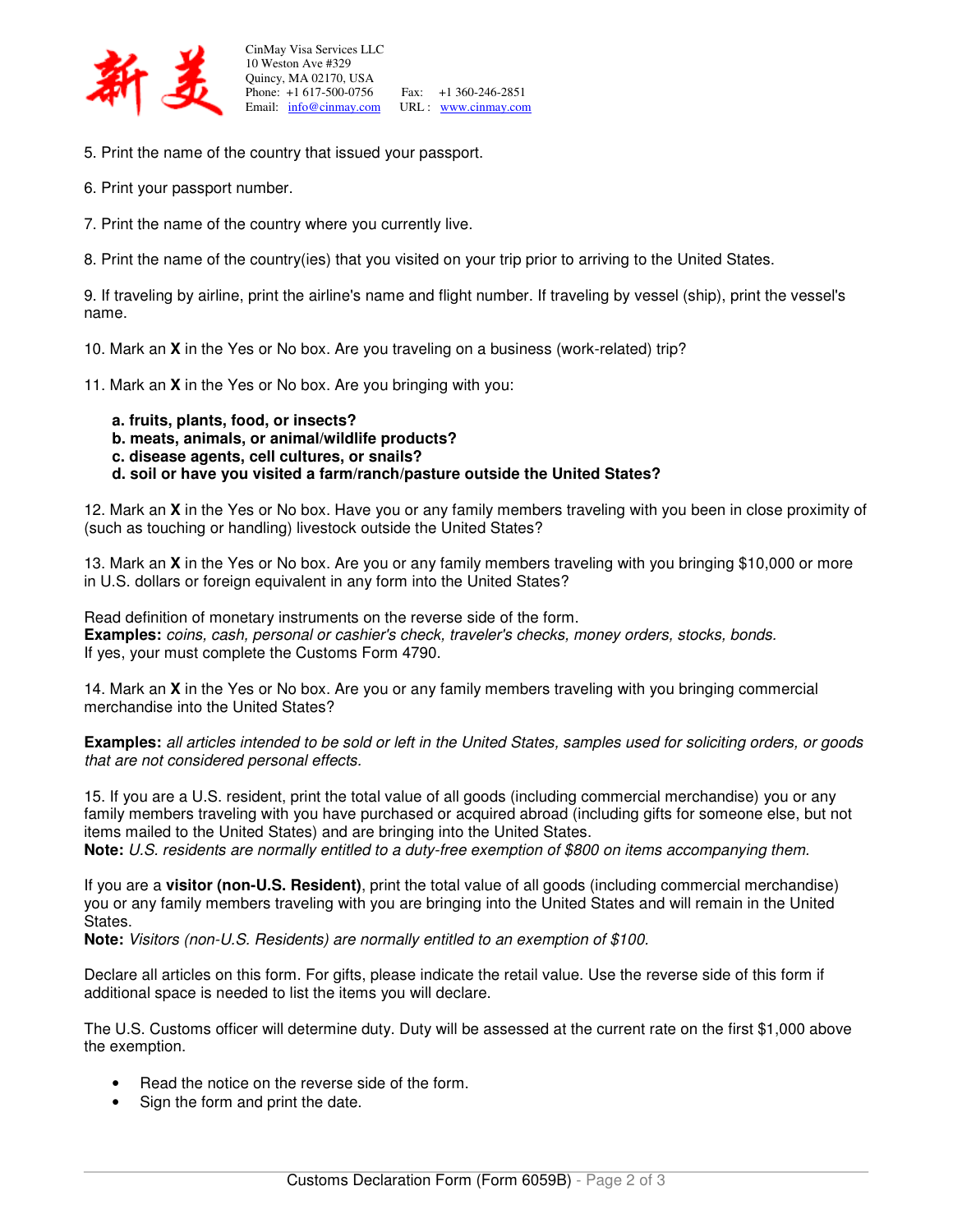5. Print the name of the country that issued your passport.

6. Print your passport number.

7. Print the name of the country where you currently live.

8. Print the name of the country(ies) that you visited on your trip prior to arriving to the United States.

9. If traveling by airline, print the airline's name and flight number. If traveling by vessel (ship), print the vessel's name.

10. Mark an **X** in the Yes or No box. Are you traveling on a business (work-related) trip?

11. Mark an **X** in the Yes or No box. Are you bringing with you:

   **a. fruits, plants, food, or insects?**
   **b. meats, animals, or animal/wildlife products?**
   **c. disease agents, cell cultures, or snails?**
   **d. soil or have you visited a farm/ranch/pasture outside the United States?**

12. Mark an **X** in the Yes or No box. Have you or any family members traveling with you been in close proximity of (such as touching or handling) livestock outside the United States?

13. Mark an **X** in the Yes or No box. Are you or any family members traveling with you bringing $10,000 or more in U.S. dollars or foreign equivalent in any form into the United States?

Read definition of monetary instruments on the reverse side of the form.
**Examples:** *coins, cash, personal or cashier's check, traveler's checks, money orders, stocks, bonds.*
If yes, your must complete the Customs Form 4790.

14. Mark an **X** in the Yes or No box. Are you or any family members traveling with you bringing commercial merchandise into the United States?

**Examples:** *all articles intended to be sold or left in the United States, samples used for soliciting orders, or goods that are not considered personal effects.*

15. If you are a U.S. resident, print the total value of all goods (including commercial merchandise) you or any family members traveling with you have purchased or acquired abroad (including gifts for someone else, but not items mailed to the United States) and are bringing into the United States.
**Note:** *U.S. residents are normally entitled to a duty-free exemption of $800 on items accompanying them.*

If you are a **visitor (non-U.S. Resident)**, print the total value of all goods (including commercial merchandise) you or any family members traveling with you are bringing into the United States and will remain in the United States.
**Note:** *Visitors (non-U.S. Residents) are normally entitled to an exemption of $100.*

Declare all articles on this form. For gifts, please indicate the retail value. Use the reverse side of this form if additional space is needed to list the items you will declare.

The U.S. Customs officer will determine duty. Duty will be assessed at the current rate on the first $1,000 above the exemption.

- Read the notice on the reverse side of the form.
- Sign the form and print the date.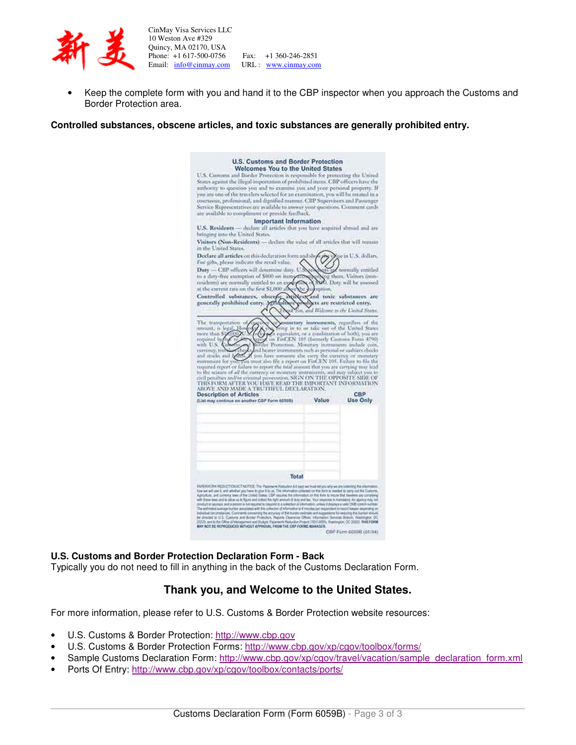- Keep the complete form with you and hand it to the CBP inspector when you approach the Customs and Border Protection area.

**Controlled substances, obscene articles, and toxic substances are generally prohibited entry.**

**U.S. Customs and Border Protection**
**Welcomes You to the United States**

U.S. Customs and Border Protection is responsible for protecting the United States against the illegal importation of prohibited items. CBP officers have the authority to question you and to examine you and your personal property. If you are one of the travelers selected for an examination, you will be treated in a courteous, professional, and dignified manner. CBP Supervisors and Passenger Service Representatives are available to answer your questions. Comment cards are available to compliment or provide feedback.

**Important Information**

**U.S. Residents** — declare all articles that you have acquired abroad and are bringing into the United States.

**Visitors (Non-Residents)** — declare the value of all articles that will remain in the United States.

**Declare all articles** on this declaration form and show the value in U.S. dollars. For gifts, please indicate the retail value.

**Duty** — CBP officers will determine duty. U.S. residents are normally entitled to a duty-free exemption of $800 on items accompanying them. Visitors (non-residents) are normally entitled to an exemption of $100. Duty will be assessed at the current rate on the first $1,000 above the exemption.

**Controlled substances, obscene articles, and toxic substances are generally prohibited entry. Agriculture products are restricted entry.**

*Thank You, and Welcome to the United States.*

The transportation of currency or monetary instruments, regardless of the amount, is legal. However, if you bring in to or take out of the United States more than $10,000 (U.S. or foreign equivalent, or a combination of both), you are required by law to file a report on FinCEN 105 (formerly Customs Form 4790) with U.S. Customs and Border Protection. Monetary instruments include coin, currency, travelers checks and bearer instruments such as personal or cashiers checks and stocks and bonds. If you have someone else carry the currency or monetary instruments for you, you must also file a report on FinCEN 105. Failure to file the required report or failure to report the *total* amount that you are carrying may lead to the seizure of *all* the currency or monetary instruments, and may subject you to civil penalties and/or criminal prosecution. SIGN ON THE OPPOSITE SIDE OF THIS FORM AFTER YOU HAVE READ THE IMPORTANT INFORMATION ABOVE AND MADE A TRUTHFUL DECLARATION.

| Description of Articles (List may continue on another CBP Form 6059B) | Value | CBP Use Only |
| --- | --- | --- |
| | | |
| | | |
| | | |
| | | |
| | | |
| | | |
| Total | | |

CBP Form 6059B (01/04)

**U.S. Customs and Border Protection Declaration Form - Back**
Typically you do not need to fill in anything in the back of the Customs Declaration Form.

## Thank you, and Welcome to the United States.

For more information, please refer to U.S. Customs & Border Protection website resources:

- U.S. Customs & Border Protection: http://www.cbp.gov
- U.S. Customs & Border Protection Forms: http://www.cbp.gov/xp/cgov/toolbox/forms/
- Sample Customs Declaration Form: http://www.cbp.gov/xp/cgov/travel/vacation/sample_declaration_form.xml
- Ports Of Entry: http://www.cbp.gov/xp/cgov/toolbox/contacts/ports/